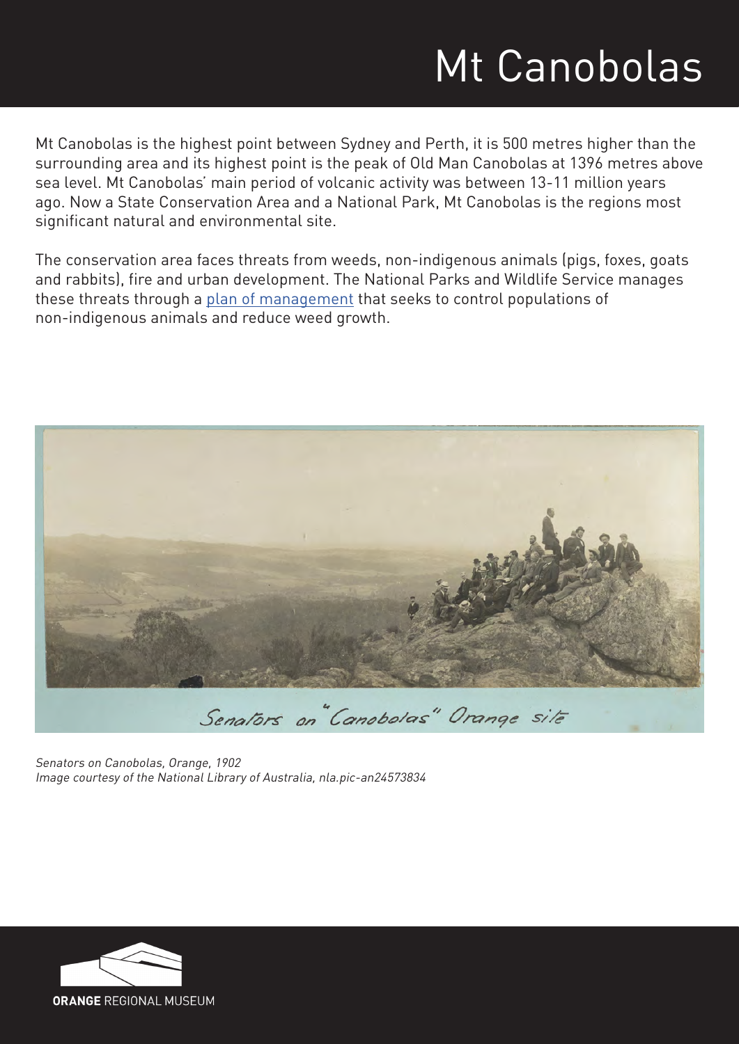# Mt Canobolas

Mt Canobolas is the highest point between Sydney and Perth, it is 500 metres higher than the surrounding area and its highest point is the peak of Old Man Canobolas at 1396 metres above sea level. Mt Canobolas' main period of volcanic activity was between 13-11 million years ago. Now a State Conservation Area and a National Park, Mt Canobolas is the regions most significant natural and environmental site.

The conservation area faces threats from weeds, non-indigenous animals (pigs, foxes, goats and rabbits), fire and urban development. The National Parks and Wildlife Service manages these threats through a plan of management that seeks to control populations of non-indigenous animals and reduce weed growth.

*Senators on Canobolas, Orange, 1902*
*Image courtesy of the National Library of Australia, nla.pic-an24573834*

**ORANGE** REGIONAL MUSEUM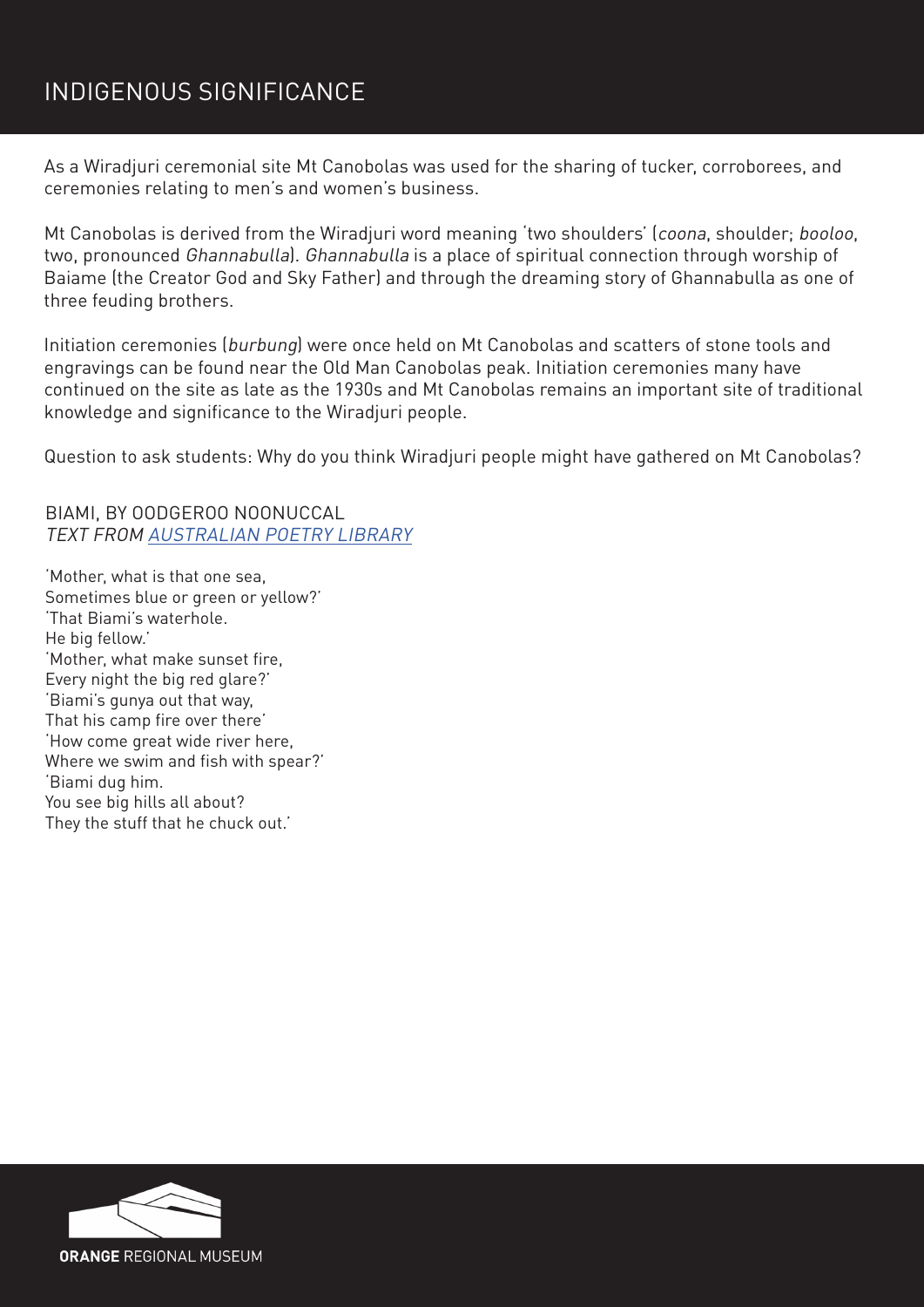# INDIGENOUS SIGNIFICANCE

As a Wiradjuri ceremonial site Mt Canobolas was used for the sharing of tucker, corroborees, and ceremonies relating to men's and women's business.

Mt Canobolas is derived from the Wiradjuri word meaning 'two shoulders' (*coona*, shoulder; *booloo*, two, pronounced *Ghannabulla*). *Ghannabulla* is a place of spiritual connection through worship of Baiame (the Creator God and Sky Father) and through the dreaming story of Ghannabulla as one of three feuding brothers.

Initiation ceremonies (*burbung*) were once held on Mt Canobolas and scatters of stone tools and engravings can be found near the Old Man Canobolas peak. Initiation ceremonies many have continued on the site as late as the 1930s and Mt Canobolas remains an important site of traditional knowledge and significance to the Wiradjuri people.

Question to ask students: Why do you think Wiradjuri people might have gathered on Mt Canobolas?

## BIAMI, BY OODGEROO NOONUCCAL
*TEXT FROM [AUSTRALIAN POETRY LIBRARY]*

'Mother, what is that one sea,
Sometimes blue or green or yellow?'
'That Biami's waterhole.
He big fellow.'
'Mother, what make sunset fire,
Every night the big red glare?'
'Biami's gunya out that way,
That his camp fire over there'
'How come great wide river here,
Where we swim and fish with spear?'
'Biami dug him.
You see big hills all about?
They the stuff that he chuck out.'

**ORANGE** REGIONAL MUSEUM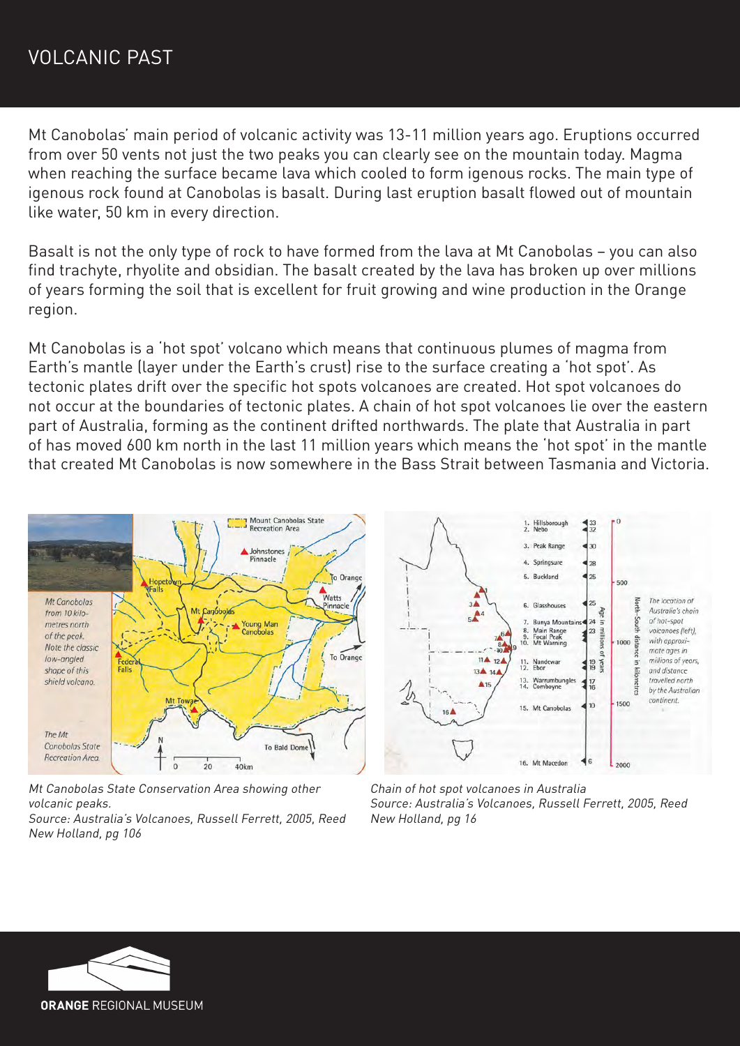# VOLCANIC PAST

Mt Canobolas' main period of volcanic activity was 13-11 million years ago. Eruptions occurred from over 50 vents not just the two peaks you can clearly see on the mountain today. Magma when reaching the surface became lava which cooled to form igenous rocks. The main type of igenous rock found at Canobolas is basalt. During last eruption basalt flowed out of mountain like water, 50 km in every direction.

Basalt is not the only type of rock to have formed from the lava at Mt Canobolas – you can also find trachyte, rhyolite and obsidian. The basalt created by the lava has broken up over millions of years forming the soil that is excellent for fruit growing and wine production in the Orange region.

Mt Canobolas is a 'hot spot' volcano which means that continuous plumes of magma from Earth's mantle (layer under the Earth's crust) rise to the surface creating a 'hot spot'. As tectonic plates drift over the specific hot spots volcanoes are created. Hot spot volcanoes do not occur at the boundaries of tectonic plates. A chain of hot spot volcanoes lie over the eastern part of Australia, forming as the continent drifted northwards. The plate that Australia in part of has moved 600 km north in the last 11 million years which means the 'hot spot' in the mantle that created Mt Canobolas is now somewhere in the Bass Strait between Tasmania and Victoria.

*Mt Canobolas State Conservation Area showing other volcanic peaks.*
*Source: Australia's Volcanoes, Russell Ferrett, 2005, Reed New Holland, pg 106*

*Chain of hot spot volcanoes in Australia*
*Source: Australia's Volcanoes, Russell Ferrett, 2005, Reed New Holland, pg 16*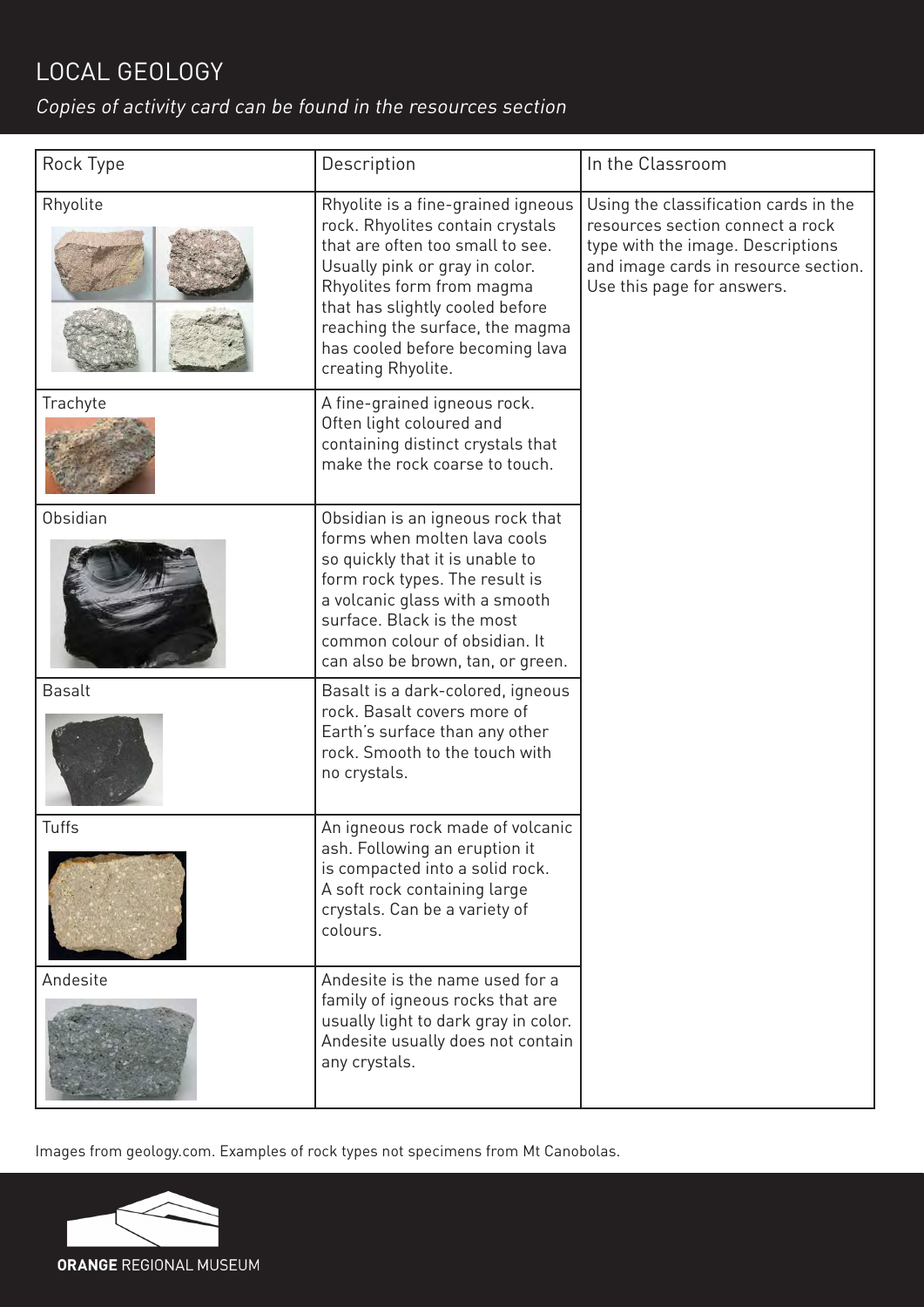# LOCAL GEOLOGY

*Copies of activity card can be found in the resources section*

| Rock Type | Description | In the Classroom |
|---|---|---|
| Rhyolite | Rhyolite is a fine-grained igneous rock. Rhyolites contain crystals that are often too small to see. Usually pink or gray in color. Rhyolites form from magma that has slightly cooled before reaching the surface, the magma has cooled before becoming lava creating Rhyolite. | Using the classification cards in the resources section connect a rock type with the image. Descriptions and image cards in resource section. Use this page for answers. |
| Trachyte | A fine-grained igneous rock. Often light coloured and containing distinct crystals that make the rock coarse to touch. | |
| Obsidian | Obsidian is an igneous rock that forms when molten lava cools so quickly that it is unable to form rock types. The result is a volcanic glass with a smooth surface. Black is the most common colour of obsidian. It can also be brown, tan, or green. | |
| Basalt | Basalt is a dark-colored, igneous rock. Basalt covers more of Earth's surface than any other rock. Smooth to the touch with no crystals. | |
| Tuffs | An igneous rock made of volcanic ash. Following an eruption it is compacted into a solid rock. A soft rock containing large crystals. Can be a variety of colours. | |
| Andesite | Andesite is the name used for a family of igneous rocks that are usually light to dark gray in color. Andesite usually does not contain any crystals. | |

Images from geology.com. Examples of rock types not specimens from Mt Canobolas.

**ORANGE** REGIONAL MUSEUM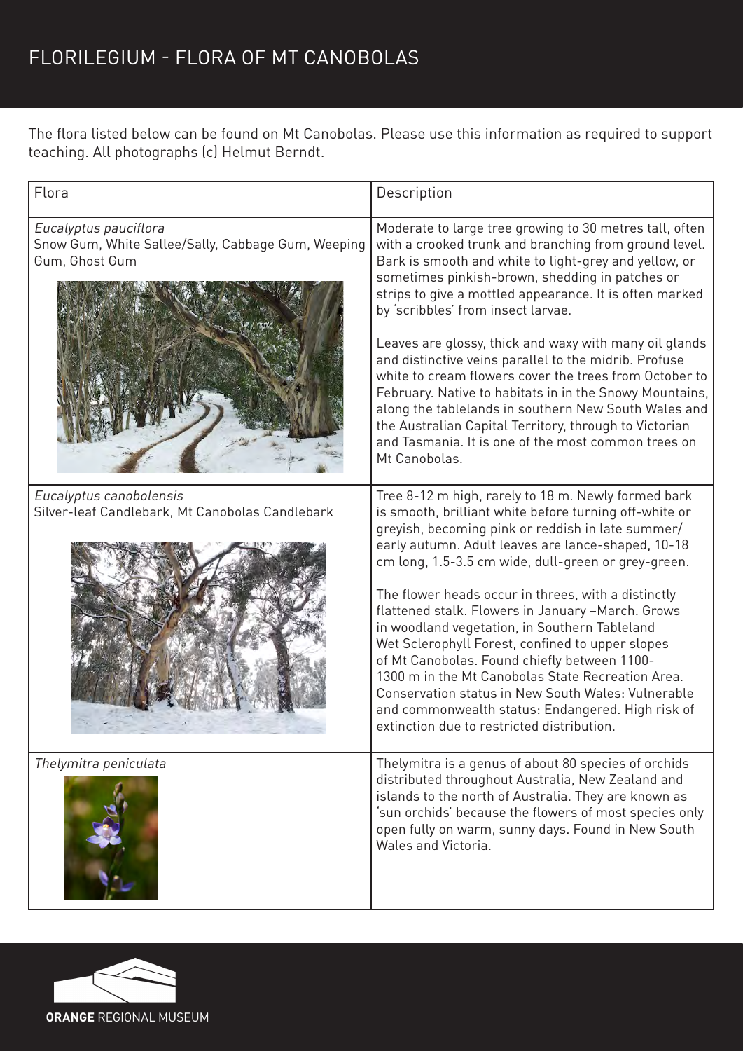# FLORILEGIUM - FLORA OF MT CANOBOLAS

The flora listed below can be found on Mt Canobolas. Please use this information as required to support teaching. All photographs (c) Helmut Berndt.

| Flora | Description |
|---|---|
| *Eucalyptus pauciflora*<br>Snow Gum, White Sallee/Sally, Cabbage Gum, Weeping Gum, Ghost Gum | Moderate to large tree growing to 30 metres tall, often with a crooked trunk and branching from ground level. Bark is smooth and white to light-grey and yellow, or sometimes pinkish-brown, shedding in patches or strips to give a mottled appearance. It is often marked by 'scribbles' from insect larvae.<br><br>Leaves are glossy, thick and waxy with many oil glands and distinctive veins parallel to the midrib. Profuse white to cream flowers cover the trees from October to February. Native to habitats in in the Snowy Mountains, along the tablelands in southern New South Wales and the Australian Capital Territory, through to Victorian and Tasmania. It is one of the most common trees on Mt Canobolas. |
| *Eucalyptus canobolensis*<br>Silver-leaf Candlebark, Mt Canobolas Candlebark | Tree 8-12 m high, rarely to 18 m. Newly formed bark is smooth, brilliant white before turning off-white or greyish, becoming pink or reddish in late summer/early autumn. Adult leaves are lance-shaped, 10-18 cm long, 1.5-3.5 cm wide, dull-green or grey-green.<br><br>The flower heads occur in threes, with a distinctly flattened stalk. Flowers in January –March. Grows in woodland vegetation, in Southern Tableland Wet Sclerophyll Forest, confined to upper slopes of Mt Canobolas. Found chiefly between 1100-1300 m in the Mt Canobolas State Recreation Area. Conservation status in New South Wales: Vulnerable and commonwealth status: Endangered. High risk of extinction due to restricted distribution. |
| *Thelymitra peniculata* | Thelymitra is a genus of about 80 species of orchids distributed throughout Australia, New Zealand and islands to the north of Australia. They are known as 'sun orchids' because the flowers of most species only open fully on warm, sunny days. Found in New South Wales and Victoria. |

**ORANGE** REGIONAL MUSEUM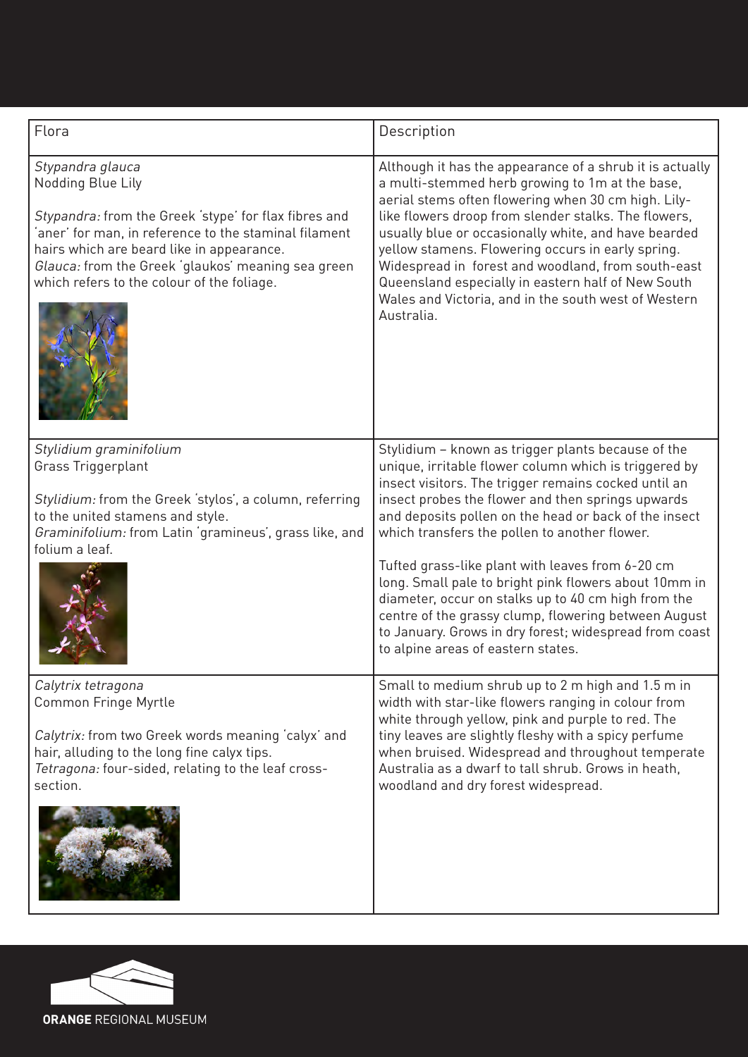| Flora | Description |
| --- | --- |
| *Stypandra glauca*<br>Nodding Blue Lily<br><br>*Stypandra:* from the Greek 'stype' for flax fibres and 'aner' for man, in reference to the staminal filament hairs which are beard like in appearance.<br>*Glauca:* from the Greek 'glaukos' meaning sea green which refers to the colour of the foliage. | Although it has the appearance of a shrub it is actually a multi-stemmed herb growing to 1m at the base, aerial stems often flowering when 30 cm high. Lily-like flowers droop from slender stalks. The flowers, usually blue or occasionally white, and have bearded yellow stamens. Flowering occurs in early spring. Widespread in forest and woodland, from south-east Queensland especially in eastern half of New South Wales and Victoria, and in the south west of Western Australia. |
| *Stylidium graminifolium*<br>Grass Triggerplant<br><br>*Stylidium:* from the Greek 'stylos', a column, referring to the united stamens and style.<br>*Graminifolium:* from Latin 'gramineus', grass like, and folium a leaf. | Stylidium – known as trigger plants because of the unique, irritable flower column which is triggered by insect visitors. The trigger remains cocked until an insect probes the flower and then springs upwards and deposits pollen on the head or back of the insect which transfers the pollen to another flower.<br><br>Tufted grass-like plant with leaves from 6-20 cm long. Small pale to bright pink flowers about 10mm in diameter, occur on stalks up to 40 cm high from the centre of the grassy clump, flowering between August to January. Grows in dry forest; widespread from coast to alpine areas of eastern states. |
| *Calytrix tetragona*<br>Common Fringe Myrtle<br><br>*Calytrix:* from two Greek words meaning 'calyx' and hair, alluding to the long fine calyx tips.<br>*Tetragona:* four-sided, relating to the leaf cross-section. | Small to medium shrub up to 2 m high and 1.5 m in width with star-like flowers ranging in colour from white through yellow, pink and purple to red. The tiny leaves are slightly fleshy with a spicy perfume when bruised. Widespread and throughout temperate Australia as a dwarf to tall shrub. Grows in heath, woodland and dry forest widespread. |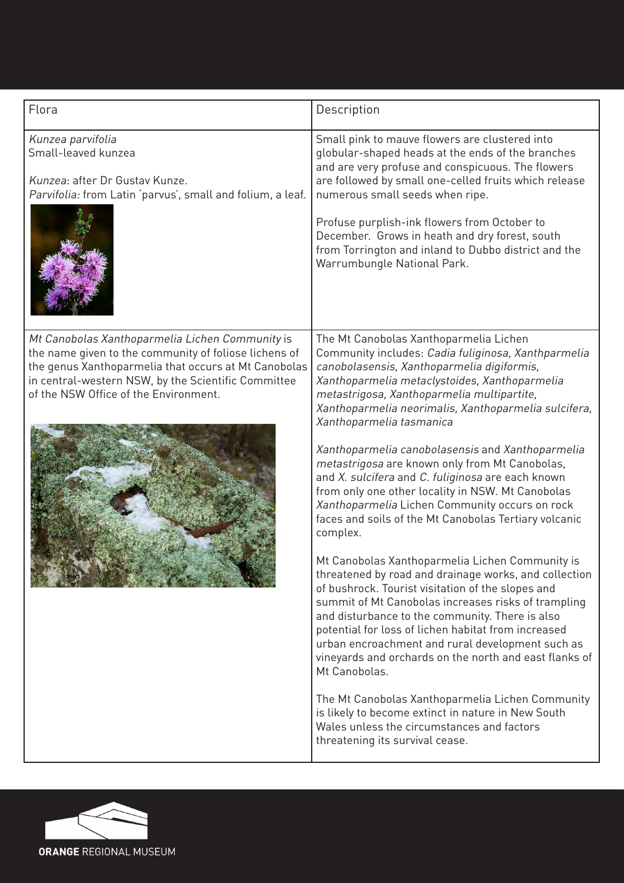| Flora | Description |
|---|---|
| *Kunzea parvifolia*<br>Small-leaved kunzea<br><br>*Kunzea*: after Dr Gustav Kunze.<br>*Parvifolia:* from Latin 'parvus', small and folium, a leaf. | Small pink to mauve flowers are clustered into globular-shaped heads at the ends of the branches and are very profuse and conspicuous. The flowers are followed by small one-celled fruits which release numerous small seeds when ripe.<br><br>Profuse purplish-ink flowers from October to December. Grows in heath and dry forest, south from Torrington and inland to Dubbo district and the Warrumbungle National Park. |
| *Mt Canobolas Xanthoparmelia Lichen Community* is the name given to the community of foliose lichens of the genus Xanthoparmelia that occurs at Mt Canobolas in central-western NSW, by the Scientific Committee of the NSW Office of the Environment. | The Mt Canobolas Xanthoparmelia Lichen Community includes: *Cadia fuliginosa, Xanthparmelia canobolasensis, Xanthoparmelia digiformis, Xanthoparmelia metaclystoides, Xanthoparmelia metastrigosa, Xanthoparmelia multipartite, Xanthoparmelia neorimalis, Xanthoparmelia sulcifera, Xanthoparmelia tasmanica*<br><br>*Xanthoparmelia canobolasensis* and *Xanthoparmelia metastrigosa* are known only from Mt Canobolas, and *X. sulcifera* and *C. fuliginosa* are each known from only one other locality in NSW. Mt Canobolas *Xanthoparmelia* Lichen Community occurs on rock faces and soils of the Mt Canobolas Tertiary volcanic complex.<br><br>Mt Canobolas Xanthoparmelia Lichen Community is threatened by road and drainage works, and collection of bushrock. Tourist visitation of the slopes and summit of Mt Canobolas increases risks of trampling and disturbance to the community. There is also potential for loss of lichen habitat from increased urban encroachment and rural development such as vineyards and orchards on the north and east flanks of Mt Canobolas.<br><br>The Mt Canobolas Xanthoparmelia Lichen Community is likely to become extinct in nature in New South Wales unless the circumstances and factors threatening its survival cease. |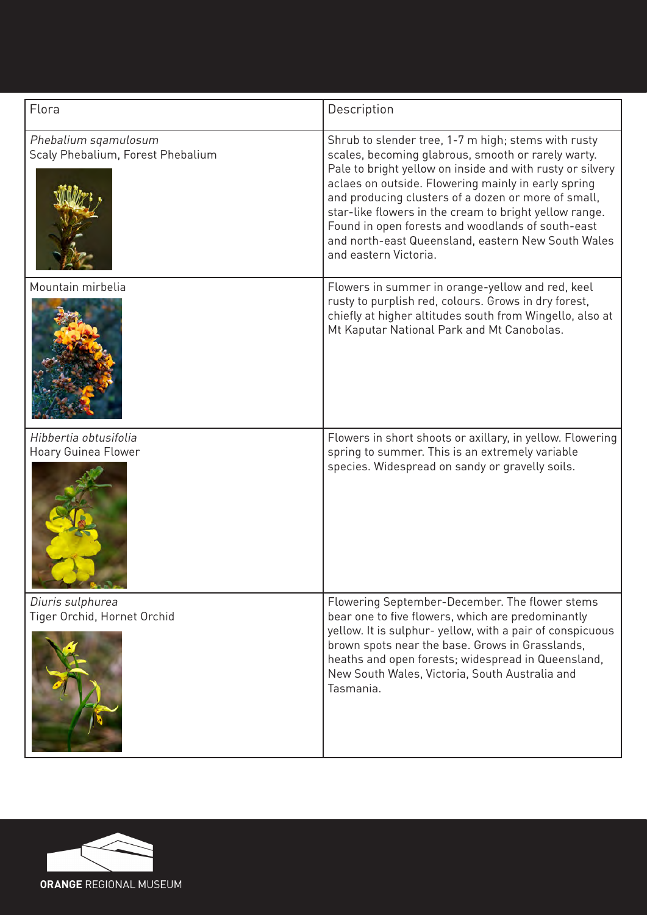| Flora | Description |
|---|---|
| *Phebalium sqamulosum*<br>Scaly Phebalium, Forest Phebalium | Shrub to slender tree, 1-7 m high; stems with rusty scales, becoming glabrous, smooth or rarely warty. Pale to bright yellow on inside and with rusty or silvery aclaes on outside. Flowering mainly in early spring and producing clusters of a dozen or more of small, star-like flowers in the cream to bright yellow range. Found in open forests and woodlands of south-east and north-east Queensland, eastern New South Wales and eastern Victoria. |
| Mountain mirbelia | Flowers in summer in orange-yellow and red, keel rusty to purplish red, colours. Grows in dry forest, chiefly at higher altitudes south from Wingello, also at Mt Kaputar National Park and Mt Canobolas. |
| *Hibbertia obtusifolia*<br>Hoary Guinea Flower | Flowers in short shoots or axillary, in yellow. Flowering spring to summer. This is an extremely variable species. Widespread on sandy or gravelly soils. |
| *Diuris sulphurea*<br>Tiger Orchid, Hornet Orchid | Flowering September-December. The flower stems bear one to five flowers, which are predominantly yellow. It is sulphur- yellow, with a pair of conspicuous brown spots near the base. Grows in Grasslands, heaths and open forests; widespread in Queensland, New South Wales, Victoria, South Australia and Tasmania. |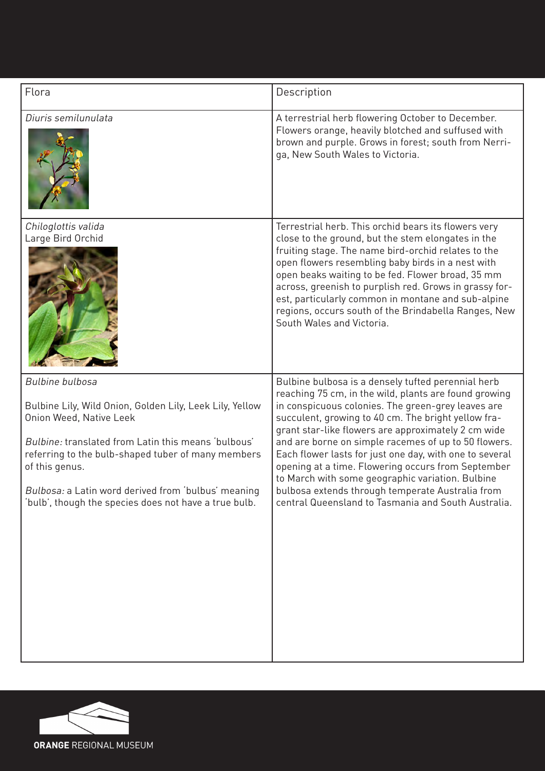| Flora | Description |
|---|---|
| *Diuris semilunulata* | A terrestrial herb flowering October to December. Flowers orange, heavily blotched and suffused with brown and purple. Grows in forest; south from Nerriga, New South Wales to Victoria. |
| *Chiloglottis valida*<br>Large Bird Orchid | Terrestrial herb. This orchid bears its flowers very close to the ground, but the stem elongates in the fruiting stage. The name bird-orchid relates to the open flowers resembling baby birds in a nest with open beaks waiting to be fed. Flower broad, 35 mm across, greenish to purplish red. Grows in grassy forest, particularly common in montane and sub-alpine regions, occurs south of the Brindabella Ranges, New South Wales and Victoria. |
| *Bulbine bulbosa*<br><br>Bulbine Lily, Wild Onion, Golden Lily, Leek Lily, Yellow Onion Weed, Native Leek<br><br>*Bulbine:* translated from Latin this means 'bulbous' referring to the bulb-shaped tuber of many members of this genus.<br><br>*Bulbosa:* a Latin word derived from 'bulbus' meaning 'bulb', though the species does not have a true bulb. | Bulbine bulbosa is a densely tufted perennial herb reaching 75 cm, in the wild, plants are found growing in conspicuous colonies. The green-grey leaves are succulent, growing to 40 cm. The bright yellow fragrant star-like flowers are approximately 2 cm wide and are borne on simple racemes of up to 50 flowers. Each flower lasts for just one day, with one to several opening at a time. Flowering occurs from September to March with some geographic variation. Bulbine bulbosa extends through temperate Australia from central Queensland to Tasmania and South Australia. |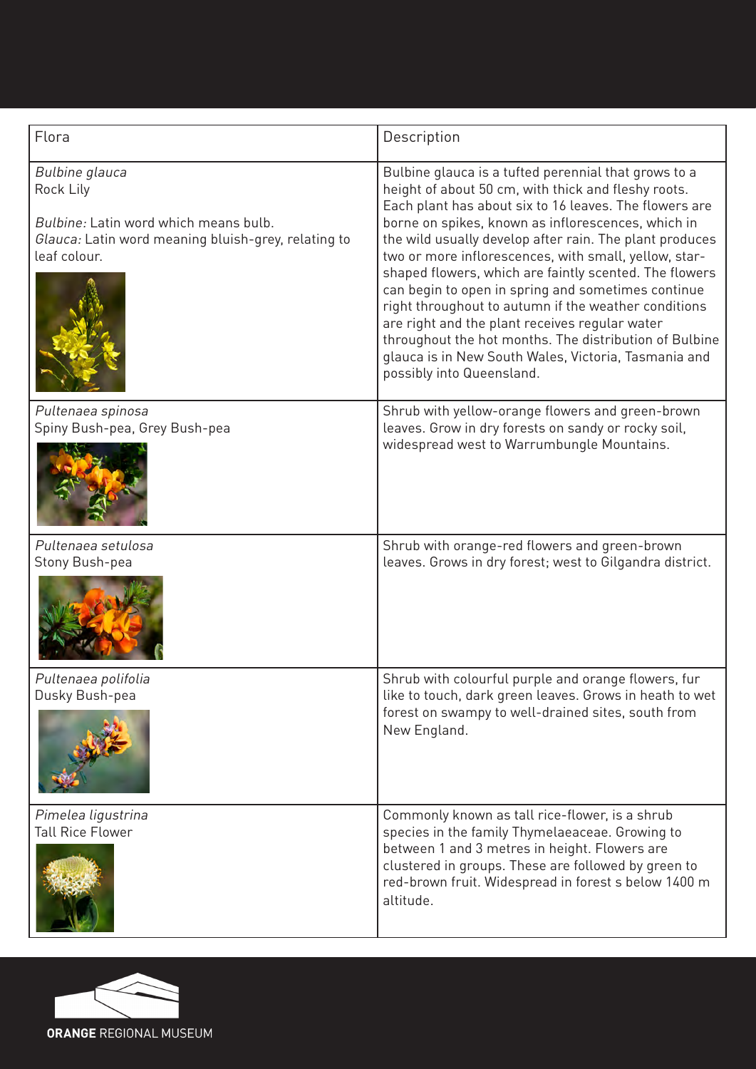| Flora | Description |
| --- | --- |
| *Bulbine glauca*<br>Rock Lily<br><br>*Bulbine:* Latin word which means bulb.<br>*Glauca:* Latin word meaning bluish-grey, relating to leaf colour. | Bulbine glauca is a tufted perennial that grows to a height of about 50 cm, with thick and fleshy roots. Each plant has about six to 16 leaves. The flowers are borne on spikes, known as inflorescences, which in the wild usually develop after rain. The plant produces two or more inflorescences, with small, yellow, star-shaped flowers, which are faintly scented. The flowers can begin to open in spring and sometimes continue right throughout to autumn if the weather conditions are right and the plant receives regular water throughout the hot months. The distribution of Bulbine glauca is in New South Wales, Victoria, Tasmania and possibly into Queensland. |
| *Pultenaea spinosa*<br>Spiny Bush-pea, Grey Bush-pea | Shrub with yellow-orange flowers and green-brown leaves. Grow in dry forests on sandy or rocky soil, widespread west to Warrumbungle Mountains. |
| *Pultenaea setulosa*<br>Stony Bush-pea | Shrub with orange-red flowers and green-brown leaves. Grows in dry forest; west to Gilgandra district. |
| *Pultenaea polifolia*<br>Dusky Bush-pea | Shrub with colourful purple and orange flowers, fur like to touch, dark green leaves. Grows in heath to wet forest on swampy to well-drained sites, south from New England. |
| *Pimelea ligustrina*<br>Tall Rice Flower | Commonly known as tall rice-flower, is a shrub species in the family Thymelaeaceae. Growing to between 1 and 3 metres in height. Flowers are clustered in groups. These are followed by green to red-brown fruit. Widespread in forest s below 1400 m altitude. |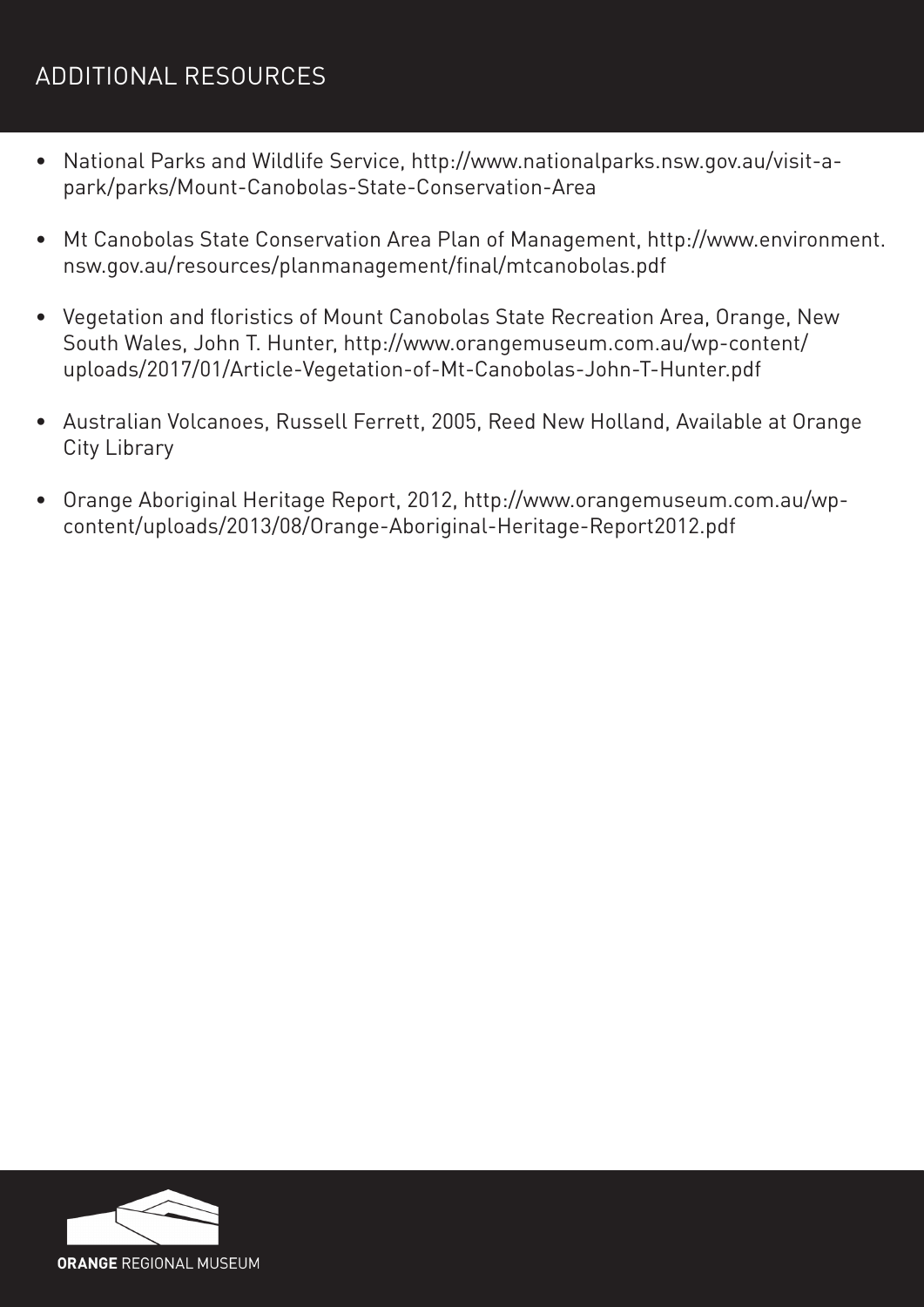# ADDITIONAL RESOURCES

- National Parks and Wildlife Service, http://www.nationalparks.nsw.gov.au/visit-a-park/parks/Mount-Canobolas-State-Conservation-Area
- Mt Canobolas State Conservation Area Plan of Management, http://www.environment.nsw.gov.au/resources/planmanagement/final/mtcanobolas.pdf
- Vegetation and floristics of Mount Canobolas State Recreation Area, Orange, New South Wales, John T. Hunter, http://www.orangemuseum.com.au/wp-content/uploads/2017/01/Article-Vegetation-of-Mt-Canobolas-John-T-Hunter.pdf
- Australian Volcanoes, Russell Ferrett, 2005, Reed New Holland, Available at Orange City Library
- Orange Aboriginal Heritage Report, 2012, http://www.orangemuseum.com.au/wp-content/uploads/2013/08/Orange-Aboriginal-Heritage-Report2012.pdf

**ORANGE** REGIONAL MUSEUM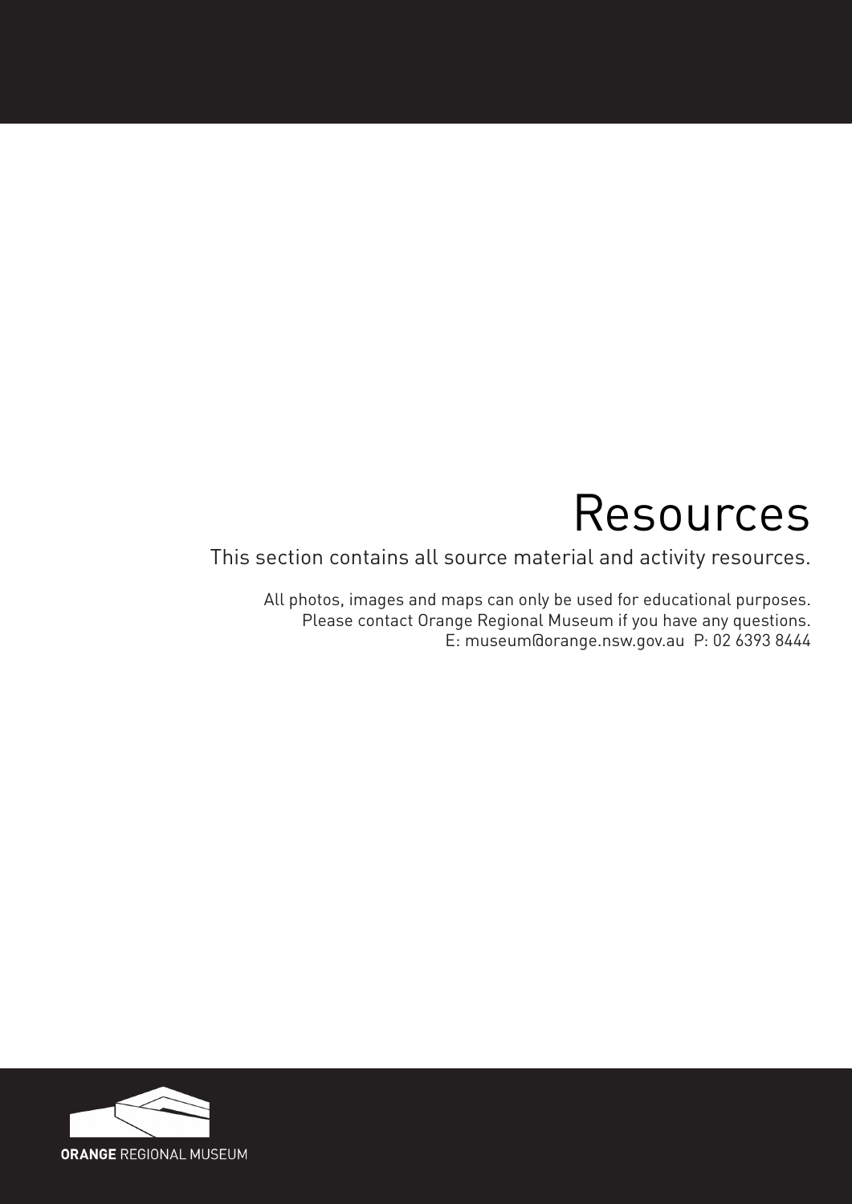# Resources

This section contains all source material and activity resources.

All photos, images and maps can only be used for educational purposes.
Please contact Orange Regional Museum if you have any questions.
E: museum@orange.nsw.gov.au  P: 02 6393 8444

**ORANGE** REGIONAL MUSEUM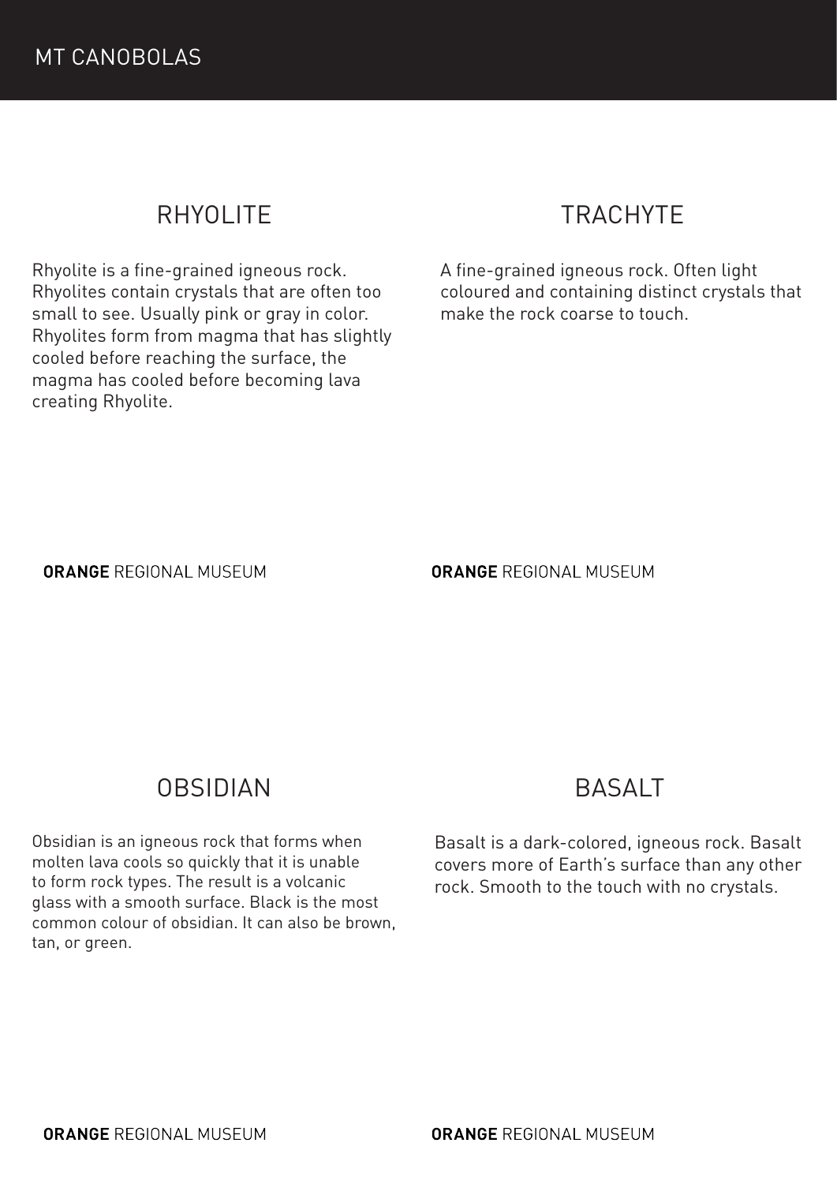# MT CANOBOLAS

## RHYOLITE

Rhyolite is a fine-grained igneous rock. Rhyolites contain crystals that are often too small to see. Usually pink or gray in color. Rhyolites form from magma that has slightly cooled before reaching the surface, the magma has cooled before becoming lava creating Rhyolite.

**ORANGE** REGIONAL MUSEUM

## TRACHYTE

A fine-grained igneous rock. Often light coloured and containing distinct crystals that make the rock coarse to touch.

**ORANGE** REGIONAL MUSEUM

## OBSIDIAN

Obsidian is an igneous rock that forms when molten lava cools so quickly that it is unable to form rock types. The result is a volcanic glass with a smooth surface. Black is the most common colour of obsidian. It can also be brown, tan, or green.

**ORANGE** REGIONAL MUSEUM

## BASALT

Basalt is a dark-colored, igneous rock. Basalt covers more of Earth's surface than any other rock. Smooth to the touch with no crystals.

**ORANGE** REGIONAL MUSEUM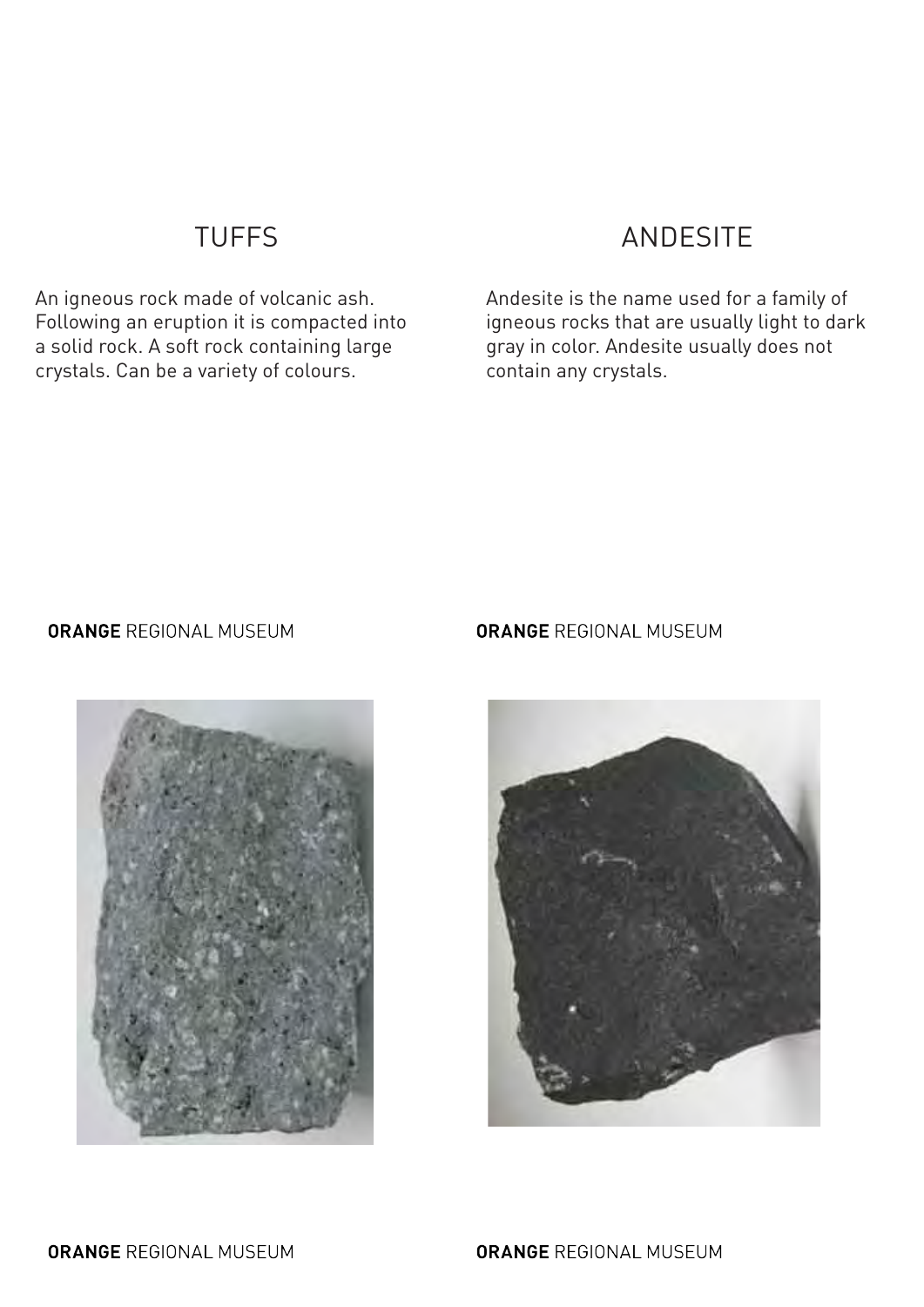## TUFFS

An igneous rock made of volcanic ash. Following an eruption it is compacted into a solid rock. A soft rock containing large crystals. Can be a variety of colours.

**ORANGE** REGIONAL MUSEUM

## ANDESITE

Andesite is the name used for a family of igneous rocks that are usually light to dark gray in color. Andesite usually does not contain any crystals.

**ORANGE** REGIONAL MUSEUM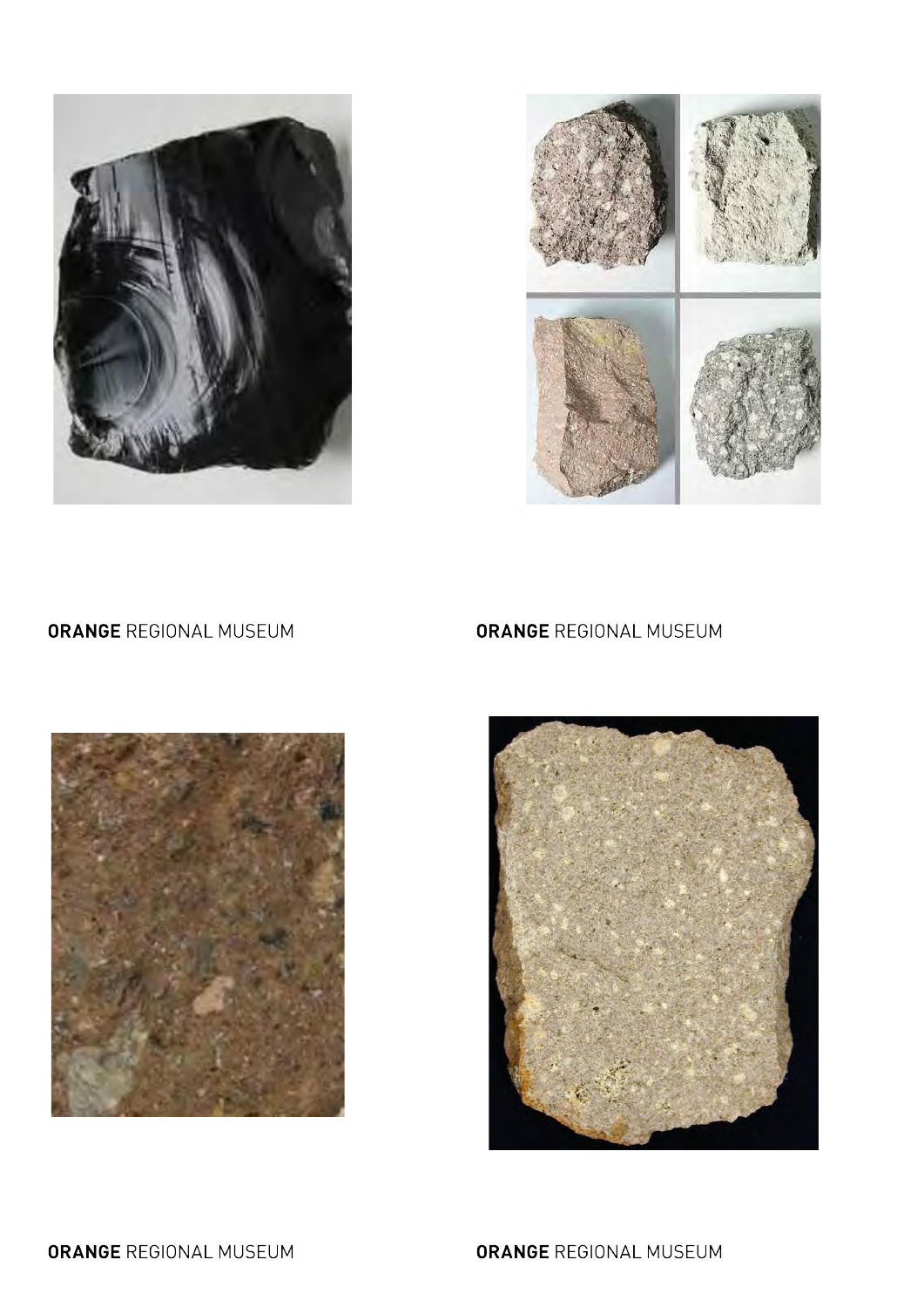**ORANGE** REGIONAL MUSEUM

**ORANGE** REGIONAL MUSEUM

**ORANGE** REGIONAL MUSEUM

**ORANGE** REGIONAL MUSEUM